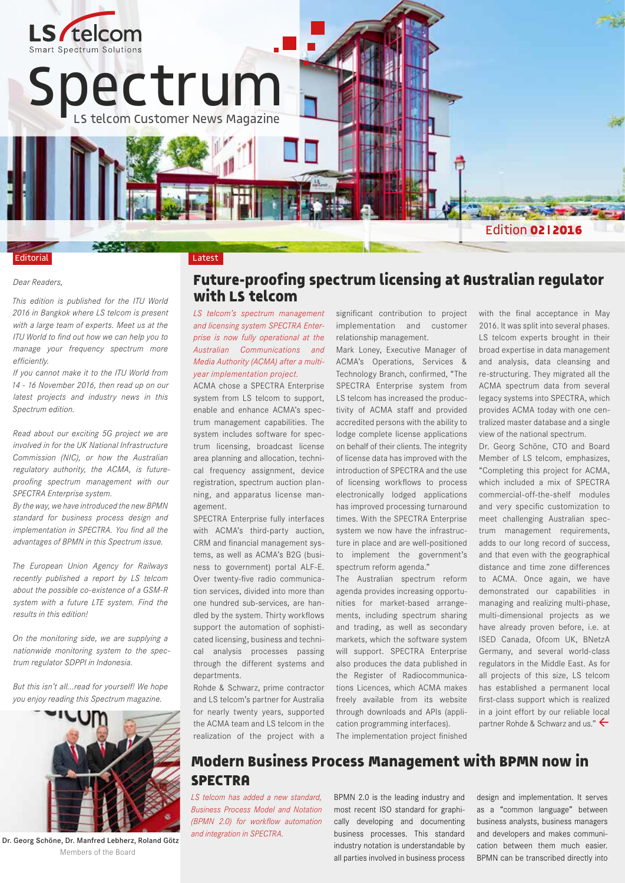LS telcom
Smart Spectrum Solutions

# Spectrum

LS telcom Customer News Magazine

Edition **02 | 2016**

## Editorial

*Dear Readers,*

*This edition is published for the ITU World 2016 in Bangkok where LS telcom is present with a large team of experts. Meet us at the ITU World to find out how we can help you to manage your frequency spectrum more efficiently.*

*If you cannot make it to the ITU World from 14 - 16 November 2016, then read up on our latest projects and industry news in this Spectrum edition.*

*Read about our exciting 5G project we are involved in for the UK National Infrastructure Commission (NIC), or how the Australian regulatory authority, the ACMA, is future-proofing spectrum management with our SPECTRA Enterprise system.*

*By the way, we have introduced the new BPMN standard for business process design and implementation in SPECTRA. You find all the advantages of BPMN in this Spectrum issue.*

*The European Union Agency for Railways recently published a report by LS telcom about the possible co-existence of a GSM-R system with a future LTE system. Find the results in this edition!*

*On the monitoring side, we are supplying a nationwide monitoring system to the spectrum regulator SDPPI in Indonesia.*

*But this isn't all...read for yourself! We hope you enjoy reading this Spectrum magazine.*

**Dr. Georg Schöne, Dr. Manfred Lebherz, Roland Götz**
Members of the Board

## Latest

## Future-proofing spectrum licensing at Australian regulator with LS telcom

*LS telcom's spectrum management and licensing system SPECTRA Enterprise is now fully operational at the Australian Communications and Media Authority (ACMA) after a multi-year implementation project.*

ACMA chose a SPECTRA Enterprise system from LS telcom to support, enable and enhance ACMA's spectrum management capabilities. The system includes software for spectrum licensing, broadcast license area planning and allocation, technical frequency assignment, device registration, spectrum auction planning, and apparatus license management.

SPECTRA Enterprise fully interfaces with ACMA's third-party auction, CRM and financial management systems, as well as ACMA's B2G (business to government) portal ALF-E. Over twenty-five radio communication services, divided into more than one hundred sub-services, are handled by the system. Thirty workflows support the automation of sophisticated licensing, business and technical analysis processes passing through the different systems and departments.

Rohde & Schwarz, prime contractor and LS telcom's partner for Australia for nearly twenty years, supported the ACMA team and LS telcom in the realization of the project with a significant contribution to project implementation and customer relationship management.

Mark Loney, Executive Manager of ACMA's Operations, Services & Technology Branch, confirmed, "The SPECTRA Enterprise system from LS telcom has increased the productivity of ACMA staff and provided accredited persons with the ability to lodge complete license applications on behalf of their clients. The integrity of license data has improved with the introduction of SPECTRA and the use of licensing workflows to process electronically lodged applications has improved processing turnaround times. With the SPECTRA Enterprise system we now have the infrastructure in place and are well-positioned to implement the government's spectrum reform agenda."

The Australian spectrum reform agenda provides increasing opportunities for market-based arrangements, including spectrum sharing and trading, as well as secondary markets, which the software system will support. SPECTRA Enterprise also produces the data published in the Register of Radiocommunications Licences, which ACMA makes freely available from its website through downloads and APIs (application programming interfaces).

The implementation project finished with the final acceptance in May 2016. It was split into several phases. LS telcom experts brought in their broad expertise in data management and analysis, data cleansing and re-structuring. They migrated all the ACMA spectrum data from several legacy systems into SPECTRA, which provides ACMA today with one centralized master database and a single view of the national spectrum.

Dr. Georg Schöne, CTO and Board Member of LS telcom, emphasizes, "Completing this project for ACMA, which included a mix of SPECTRA commercial-off-the-shelf modules and very specific customization to meet challenging Australian spectrum management requirements, adds to our long record of success, and that even with the geographical distance and time zone differences to ACMA. Once again, we have demonstrated our capabilities in managing and realizing multi-phase, multi-dimensional projects as we have already proven before, i.e. at ISED Canada, Ofcom UK, BNetzA Germany, and several world-class regulators in the Middle East. As for all projects of this size, LS telcom has established a permanent local first-class support which is realized in a joint effort by our reliable local partner Rohde & Schwarz and us." ←

## Modern Business Process Management with BPMN now in SPECTRA

*LS telcom has added a new standard, Business Process Model and Notation (BPMN 2.0) for workflow automation and integration in SPECTRA.*

BPMN 2.0 is the leading industry and most recent ISO standard for graphically developing and documenting business processes. This standard industry notation is understandable by all parties involved in business process design and implementation. It serves as a "common language" between business analysts, business managers and developers and makes communication between them much easier. BPMN can be transcribed directly into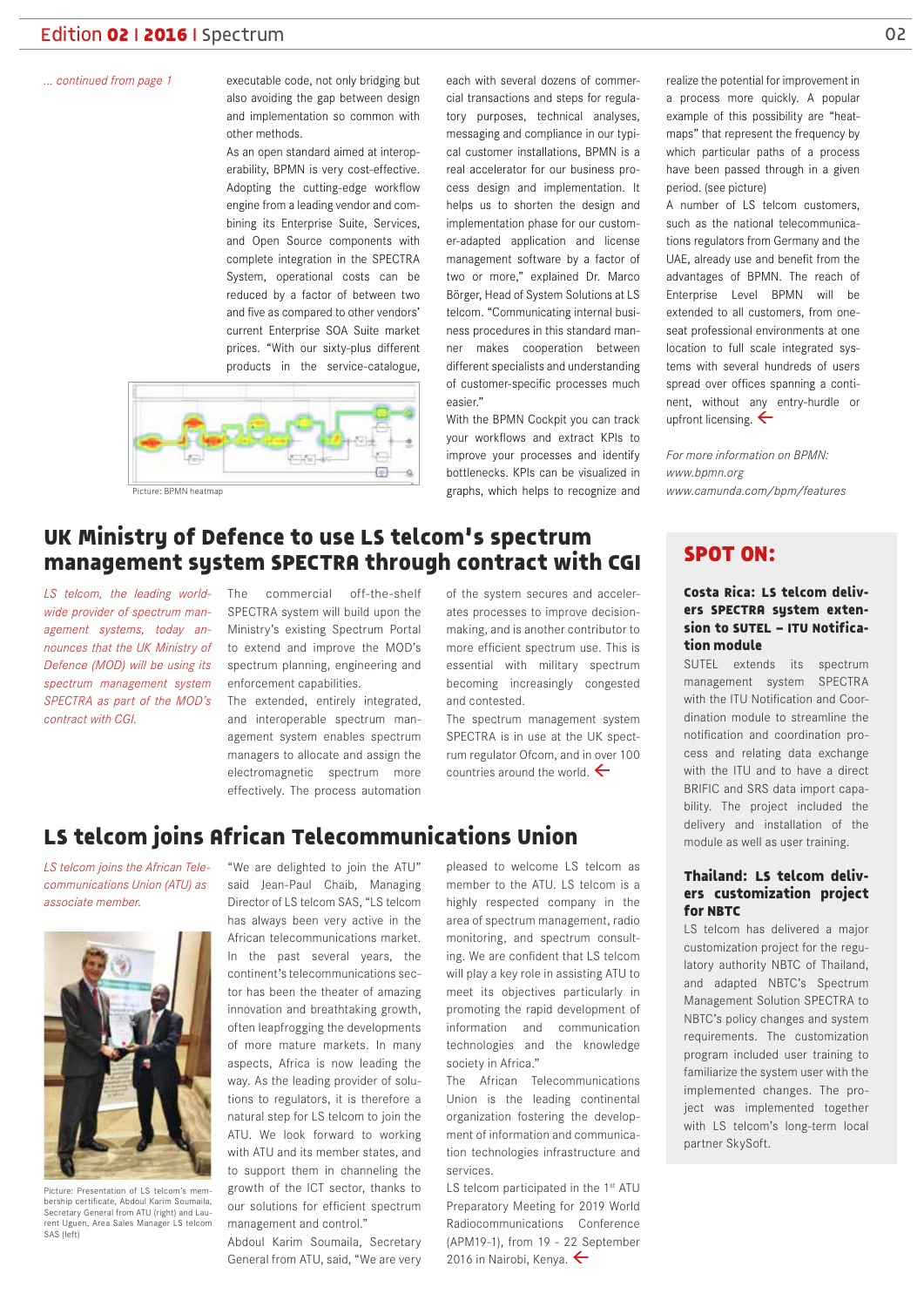*... continued from page 1*

executable code, not only bridging but also avoiding the gap between design and implementation so common with other methods.

As an open standard aimed at interoperability, BPMN is very cost-effective. Adopting the cutting-edge workflow engine from a leading vendor and combining its Enterprise Suite, Services, and Open Source components with complete integration in the SPECTRA System, operational costs can be reduced by a factor of between two and five as compared to other vendors' current Enterprise SOA Suite market prices. "With our sixty-plus different products in the service-catalogue, each with several dozens of commercial transactions and steps for regulatory purposes, technical analyses, messaging and compliance in our typical customer installations, BPMN is a real accelerator for our business process design and implementation. It helps us to shorten the design and implementation phase for our customer-adapted application and license management software by a factor of two or more," explained Dr. Marco Börger, Head of System Solutions at LS telcom. "Communicating internal business procedures in this standard manner makes cooperation between different specialists and understanding of customer-specific processes much easier."

Picture: BPMN heatmap

With the BPMN Cockpit you can track your workflows and extract KPIs to improve your processes and identify bottlenecks. KPIs can be visualized in graphs, which helps to recognize and realize the potential for improvement in a process more quickly. A popular example of this possibility are "heat-maps" that represent the frequency by which particular paths of a process have been passed through in a given period. (see picture)

A number of LS telcom customers, such as the national telecommunications regulators from Germany and the UAE, already use and benefit from the advantages of BPMN. The reach of Enterprise Level BPMN will be extended to all customers, from one-seat professional environments at one location to full scale integrated systems with several hundreds of users spread over offices spanning a continent, without any entry-hurdle or upfront licensing.

*For more information on BPMN:*
*www.bpmn.org*
*www.camunda.com/bpm/features*

## UK Ministry of Defence to use LS telcom's spectrum management system SPECTRA through contract with CGI

*LS telcom, the leading worldwide provider of spectrum management systems, today announces that the UK Ministry of Defence (MOD) will be using its spectrum management system SPECTRA as part of the MOD's contract with CGI.*

The commercial off-the-shelf SPECTRA system will build upon the Ministry's existing Spectrum Portal to extend and improve the MOD's spectrum planning, engineering and enforcement capabilities.

The extended, entirely integrated, and interoperable spectrum management system enables spectrum managers to allocate and assign the electromagnetic spectrum more effectively. The process automation of the system secures and accelerates processes to improve decision-making, and is another contributor to more efficient spectrum use. This is essential with military spectrum becoming increasingly congested and contested.

The spectrum management system SPECTRA is in use at the UK spectrum regulator Ofcom, and in over 100 countries around the world.

## LS telcom joins African Telecommunications Union

*LS telcom joins the African Telecommunications Union (ATU) as associate member.*

Picture: Presentation of LS telcom's membership certificate, Abdoul Karim Soumaila, Secretary General from ATU (right) and Laurent Uguen, Area Sales Manager LS telcom SAS (left)

"We are delighted to join the ATU" said Jean-Paul Chaib, Managing Director of LS telcom SAS, "LS telcom has always been very active in the African telecommunications market. In the past several years, the continent's telecommunications sector has been the theater of amazing innovation and breathtaking growth, often leapfrogging the developments of more mature markets. In many aspects, Africa is now leading the way. As the leading provider of solutions to regulators, it is therefore a natural step for LS telcom to join the ATU. We look forward to working with ATU and its member states, and to support them in channeling the growth of the ICT sector, thanks to our solutions for efficient spectrum management and control."

Abdoul Karim Soumaila, Secretary General from ATU, said, "We are very pleased to welcome LS telcom as member to the ATU. LS telcom is a highly respected company in the area of spectrum management, radio monitoring, and spectrum consulting. We are confident that LS telcom will play a key role in assisting ATU to meet its objectives particularly in promoting the rapid development of information and communication technologies and the knowledge society in Africa."

The African Telecommunications Union is the leading continental organization fostering the development of information and communication technologies infrastructure and services.

LS telcom participated in the 1st ATU Preparatory Meeting for 2019 World Radiocommunications Conference (APM19-1), from 19 - 22 September 2016 in Nairobi, Kenya.

## SPOT ON:

### Costa Rica: LS telcom delivers SPECTRA system extension to SUTEL – ITU Notification module

SUTEL extends its spectrum management system SPECTRA with the ITU Notification and Coordination module to streamline the notification and coordination process and relating data exchange with the ITU and to have a direct BRIFIC and SRS data import capability. The project included the delivery and installation of the module as well as user training.

### Thailand: LS telcom delivers customization project for NBTC

LS telcom has delivered a major customization project for the regulatory authority NBTC of Thailand, and adapted NBTC's Spectrum Management Solution SPECTRA to NBTC's policy changes and system requirements. The customization program included user training to familiarize the system user with the implemented changes. The project was implemented together with LS telcom's long-term local partner SkySoft.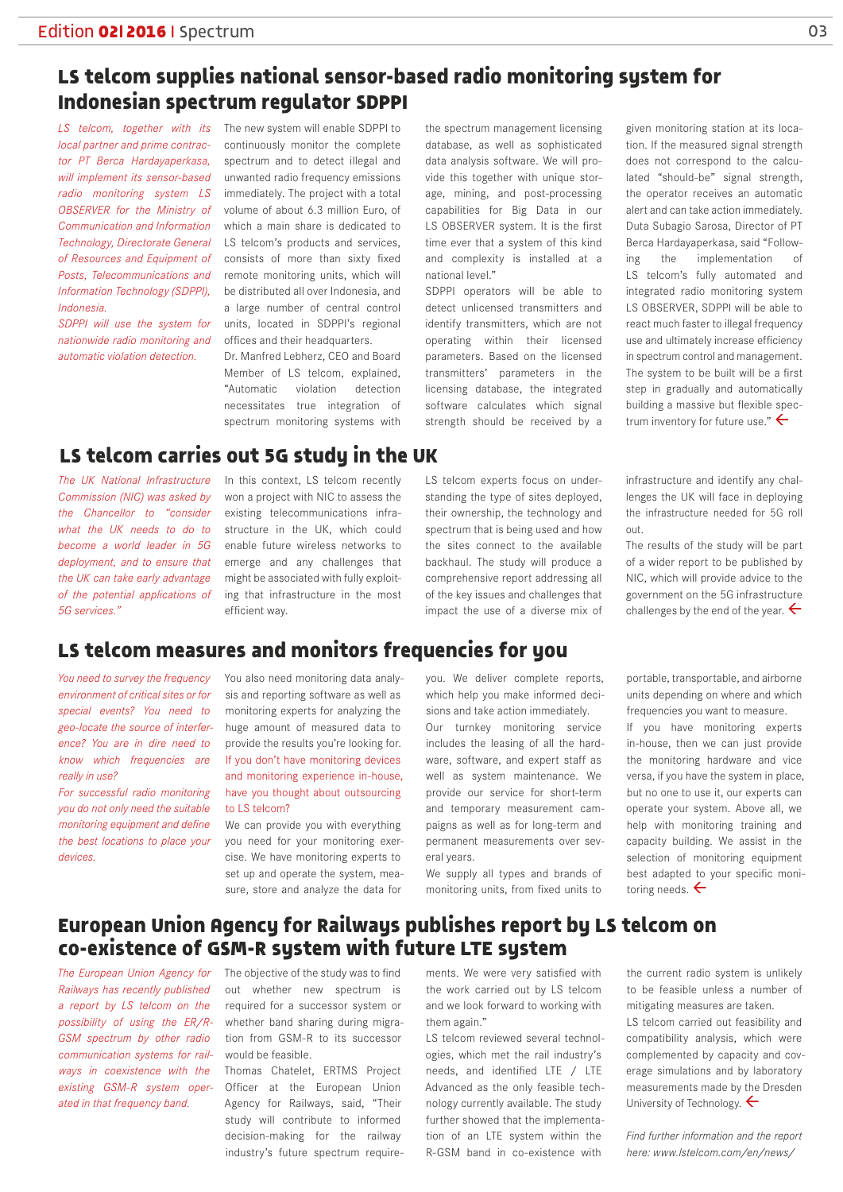## LS telcom supplies national sensor-based radio monitoring system for Indonesian spectrum regulator SDPPI

*LS telcom, together with its local partner and prime contractor PT Berca Hardayaperkasa, will implement its sensor-based radio monitoring system LS OBSERVER for the Ministry of Communication and Information Technology, Directorate General of Resources and Equipment of Posts, Telecommunications and Information Technology (SDPPI), Indonesia.*

*SDPPI will use the system for nationwide radio monitoring and automatic violation detection.*

The new system will enable SDPPI to continuously monitor the complete spectrum and to detect illegal and unwanted radio frequency emissions immediately. The project with a total volume of about 6.3 million Euro, of which a main share is dedicated to LS telcom's products and services, consists of more than sixty fixed remote monitoring units, which will be distributed all over Indonesia, and a large number of central control units, located in SDPPI's regional offices and their headquarters.

Dr. Manfred Lebherz, CEO and Board Member of LS telcom, explained, "Automatic violation detection necessitates true integration of spectrum monitoring systems with the spectrum management licensing database, as well as sophisticated data analysis software. We will provide this together with unique storage, mining, and post-processing capabilities for Big Data in our LS OBSERVER system. It is the first time ever that a system of this kind and complexity is installed at a national level."

SDPPI operators will be able to detect unlicensed transmitters and identify transmitters, which are not operating within their licensed parameters. Based on the licensed transmitters' parameters in the licensing database, the integrated software calculates which signal strength should be received by a given monitoring station at its location. If the measured signal strength does not correspond to the calculated "should-be" signal strength, the operator receives an automatic alert and can take action immediately.

Duta Subagio Sarosa, Director of PT Berca Hardayaperkasa, said "Following the implementation of LS telcom's fully automated and integrated radio monitoring system LS OBSERVER, SDPPI will be able to react much faster to illegal frequency use and ultimately increase efficiency in spectrum control and management. The system to be built will be a first step in gradually and automatically building a massive but flexible spectrum inventory for future use." ←

## LS telcom carries out 5G study in the UK

*The UK National Infrastructure Commission (NIC) was asked by the Chancellor to "consider what the UK needs to do to become a world leader in 5G deployment, and to ensure that the UK can take early advantage of the potential applications of 5G services."*

In this context, LS telcom recently won a project with NIC to assess the existing telecommunications infrastructure in the UK, which could enable future wireless networks to emerge and any challenges that might be associated with fully exploiting that infrastructure in the most efficient way.

LS telcom experts focus on understanding the type of sites deployed, their ownership, the technology and spectrum that is being used and how the sites connect to the available backhaul. The study will produce a comprehensive report addressing all of the key issues and challenges that impact the use of a diverse mix of infrastructure and identify any challenges the UK will face in deploying the infrastructure needed for 5G roll out.

The results of the study will be part of a wider report to be published by NIC, which will provide advice to the government on the 5G infrastructure challenges by the end of the year. ←

## LS telcom measures and monitors frequencies for you

*You need to survey the frequency environment of critical sites or for special events? You need to geo-locate the source of interference? You are in dire need to know which frequencies are really in use?*

*For successful radio monitoring you do not only need the suitable monitoring equipment and define the best locations to place your devices.*

You also need monitoring data analysis and reporting software as well as monitoring experts for analyzing the huge amount of measured data to provide the results you're looking for. If you don't have monitoring devices and monitoring experience in-house, have you thought about outsourcing to LS telcom?

We can provide you with everything you need for your monitoring exercise. We have monitoring experts to set up and operate the system, measure, store and analyze the data for you. We deliver complete reports, which help you make informed decisions and take action immediately.

Our turnkey monitoring service includes the leasing of all the hardware, software, and expert staff as well as system maintenance. We provide our service for short-term and temporary measurement campaigns as well as for long-term and permanent measurements over several years.

We supply all types and brands of monitoring units, from fixed units to portable, transportable, and airborne units depending on where and which frequencies you want to measure.

If you have monitoring experts in-house, then we can just provide the monitoring hardware and vice versa, if you have the system in place, but no one to use it, our experts can operate your system. Above all, we help with monitoring training and capacity building. We assist in the selection of monitoring equipment best adapted to your specific monitoring needs. ←

## European Union Agency for Railways publishes report by LS telcom on co-existence of GSM-R system with future LTE system

*The European Union Agency for Railways has recently published a report by LS telcom on the possibility of using the ER/R-GSM spectrum by other radio communication systems for railways in coexistence with the existing GSM-R system operated in that frequency band.*

The objective of the study was to find out whether new spectrum is required for a successor system or whether band sharing during migration from GSM-R to its successor would be feasible.

Thomas Chatelet, ERTMS Project Officer at the European Union Agency for Railways, said, "Their study will contribute to informed decision-making for the railway industry's future spectrum requirements. We were very satisfied with the work carried out by LS telcom and we look forward to working with them again."

LS telcom reviewed several technologies, which met the rail industry's needs, and identified LTE / LTE Advanced as the only feasible technology currently available. The study further showed that the implementation of an LTE system within the R-GSM band in co-existence with the current radio system is unlikely to be feasible unless a number of mitigating measures are taken.

LS telcom carried out feasibility and compatibility analysis, which were complemented by capacity and coverage simulations and by laboratory measurements made by the Dresden University of Technology. ←

*Find further information and the report here: www.lstelcom.com/en/news/*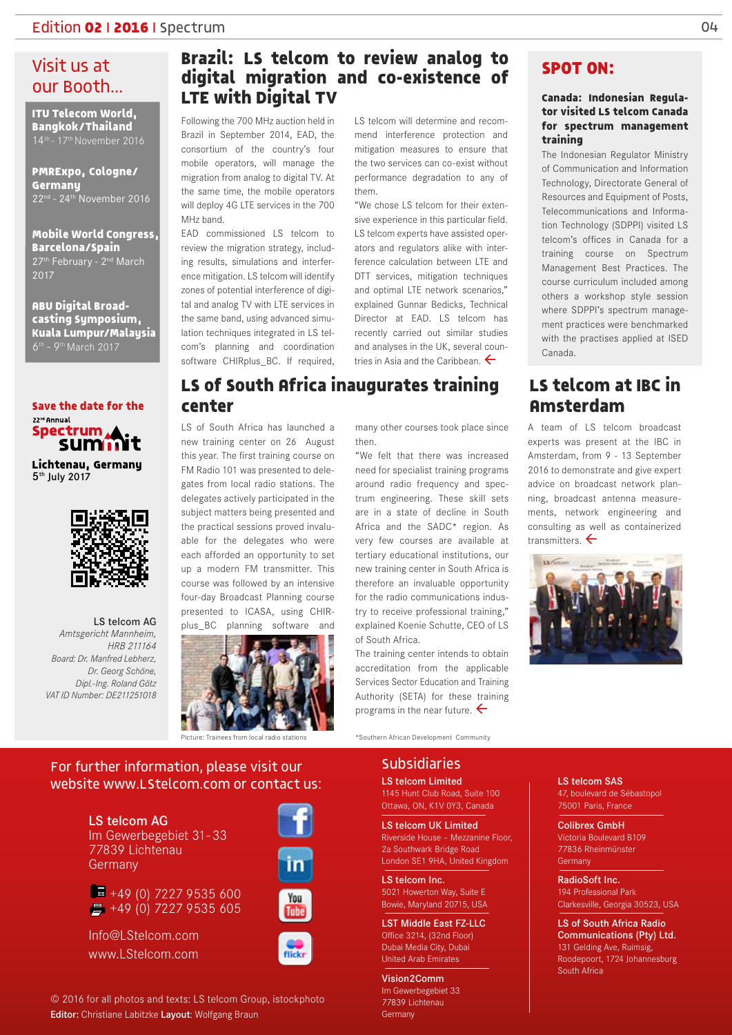## Visit us at our Booth...

**ITU Telecom World, Bangkok/Thailand**
14th - 17th November 2016

**PMRExpo, Cologne/ Germany**
22nd - 24th November 2016

**Mobile World Congress, Barcelona/Spain**
27th February - 2nd March 2017

**ABU Digital Broadcasting Symposium, Kuala Lumpur/Malaysia**
6th – 9th March 2017

**Save the date for the**
22nd Annual
**Spectrum summit**
**Lichtenau, Germany**
**5th July 2017**

**LS telcom AG**
*Amtsgericht Mannheim, HRB 211164*
*Board: Dr. Manfred Lebherz, Dr. Georg Schöne, Dipl.-Ing. Roland Götz*
*VAT ID Number: DE211251018*

# Brazil: LS telcom to review analog to digital migration and co-existence of LTE with Digital TV

Following the 700 MHz auction held in Brazil in September 2014, EAD, the consortium of the country's four mobile operators, will manage the migration from analog to digital TV. At the same time, the mobile operators will deploy 4G LTE services in the 700 MHz band.

EAD commissioned LS telcom to review the migration strategy, including results, simulations and interference mitigation. LS telcom will identify zones of potential interference of digital and analog TV with LTE services in the same band, using advanced simulation techniques integrated in LS telcom's planning and coordination software CHIRplus_BC. If required, LS telcom will determine and recommend interference protection and mitigation measures to ensure that the two services can co-exist without performance degradation to any of them.

"We chose LS telcom for their extensive experience in this particular field. LS telcom experts have assisted operators and regulators alike with interference calculation between LTE and DTT services, mitigation techniques and optimal LTE network scenarios," explained Gunnar Bedicks, Technical Director at EAD. LS telcom has recently carried out similar studies and analyses in the UK, several countries in Asia and the Caribbean.

# LS of South Africa inaugurates training center

LS of South Africa has launched a new training center on 26 August this year. The first training course on FM Radio 101 was presented to delegates from local radio stations. The delegates actively participated in the subject matters being presented and the practical sessions proved invaluable for the delegates who were each afforded an opportunity to set up a modern FM transmitter. This course was followed by an intensive four-day Broadcast Planning course presented to ICASA, using CHIRplus_BC planning software and many other courses took place since then.

Picture: Trainees from local radio stations

"We felt that there was increased need for specialist training programs around radio frequency and spectrum engineering. These skill sets are in a state of decline in South Africa and the SADC* region. As very few courses are available at tertiary educational institutions, our new training center in South Africa is therefore an invaluable opportunity for the radio communications industry to receive professional training," explained Koenie Schutte, CEO of LS of South Africa.

The training center intends to obtain accreditation from the applicable Services Sector Education and Training Authority (SETA) for these training programs in the near future.

*Southern African Development Community

## SPOT ON:

### Canada: Indonesian Regulator visited LS telcom Canada for spectrum management training

The Indonesian Regulator Ministry of Communication and Information Technology, Directorate General of Resources and Equipment of Posts, Telecommunications and Information Technology (SDPPI) visited LS telcom's offices in Canada for a training course on Spectrum Management Best Practices. The course curriculum included among others a workshop style session where SDPPI's spectrum management practices were benchmarked with the practises applied at ISED Canada.

# LS telcom at IBC in Amsterdam

A team of LS telcom broadcast experts was present at the IBC in Amsterdam, from 9 - 13 September 2016 to demonstrate and give expert advice on broadcast network planning, broadcast antenna measurements, network engineering and consulting as well as containerized transmitters.

---

For further information, please visit our website www.LStelcom.com or contact us:

**LS telcom AG**
Im Gewerbegebiet 31-33
77839 Lichtenau
Germany

+49 (0) 7227 9535 600
+49 (0) 7227 9535 605

Info@LStelcom.com
www.LStelcom.com

## Subsidiaries

**LS telcom Limited**
1145 Hunt Club Road, Suite 100
Ottawa, ON, K1V 0Y3, Canada

**LS telcom UK Limited**
Riverside House – Mezzanine Floor,
2a Southwark Bridge Road
London SE1 9HA, United Kingdom

**LS telcom Inc.**
5021 Howerton Way, Suite E
Bowie, Maryland 20715, USA

**LST Middle East FZ-LLC**
Office 3214, (32nd Floor)
Dubai Media City, Dubai
United Arab Emirates

**Vision2Comm**
Im Gewerbegebiet 33
77839 Lichtenau
Germany

**LS telcom SAS**
47, boulevard de Sébastopol
75001 Paris, France

**Colibrex GmbH**
Victoria Boulevard B109
77836 Rheinmünster
Germany

**RadioSoft Inc.**
194 Professional Park
Clarkesville, Georgia 30523, USA

**LS of South Africa Radio Communications (Pty) Ltd.**
131 Gelding Ave, Ruimsig,
Roodepoort, 1724 Johannesburg
South Africa

© 2016 for all photos and texts: LS telcom Group, istockphoto
**Editor:** Christiane Labitzke **Layout**: Wolfgang Braun